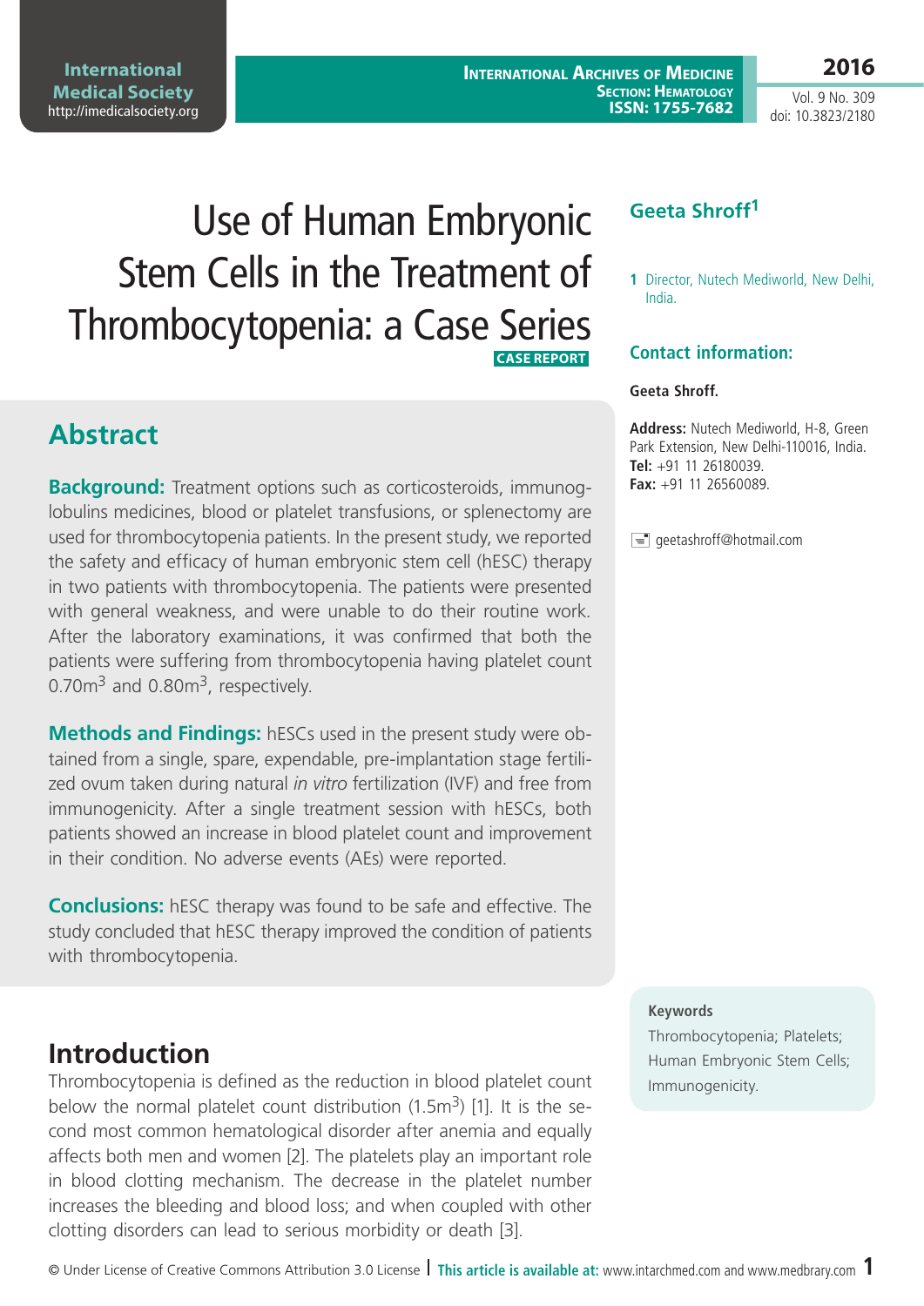# Use of Human Embryonic Stem Cells in the Treatment of Thrombocytopenia: a Case Series

**CASE REPORT**

**Geeta Shroff**[1]

1 Director, Nutech Mediworld, New Delhi, India.

**Contact information:**

**Geeta Shroff.**

**Address:** Nutech Mediworld, H-8, Green Park Extension, New Delhi-110016, India.
**Tel:** +91 11 26180039.
**Fax:** +91 11 26560089.

geetashroff@hotmail.com

## Abstract

**Background:** Treatment options such as corticosteroids, immunoglobulins medicines, blood or platelet transfusions, or splenectomy are used for thrombocytopenia patients. In the present study, we reported the safety and efficacy of human embryonic stem cell (hESC) therapy in two patients with thrombocytopenia. The patients were presented with general weakness, and were unable to do their routine work. After the laboratory examinations, it was confirmed that both the patients were suffering from thrombocytopenia having platelet count 0.70m$^3$ and 0.80m$^3$, respectively.

**Methods and Findings:** hESCs used in the present study were obtained from a single, spare, expendable, pre-implantation stage fertilized ovum taken during natural *in vitro* fertilization (IVF) and free from immunogenicity. After a single treatment session with hESCs, both patients showed an increase in blood platelet count and improvement in their condition. No adverse events (AEs) were reported.

**Conclusions:** hESC therapy was found to be safe and effective. The study concluded that hESC therapy improved the condition of patients with thrombocytopenia.

**Keywords**
Thrombocytopenia; Platelets; Human Embryonic Stem Cells; Immunogenicity.

## Introduction

Thrombocytopenia is defined as the reduction in blood platelet count below the normal platelet count distribution (1.5m$^3$) [1]. It is the second most common hematological disorder after anemia and equally affects both men and women [2]. The platelets play an important role in blood clotting mechanism. The decrease in the platelet number increases the bleeding and blood loss; and when coupled with other clotting disorders can lead to serious morbidity or death [3].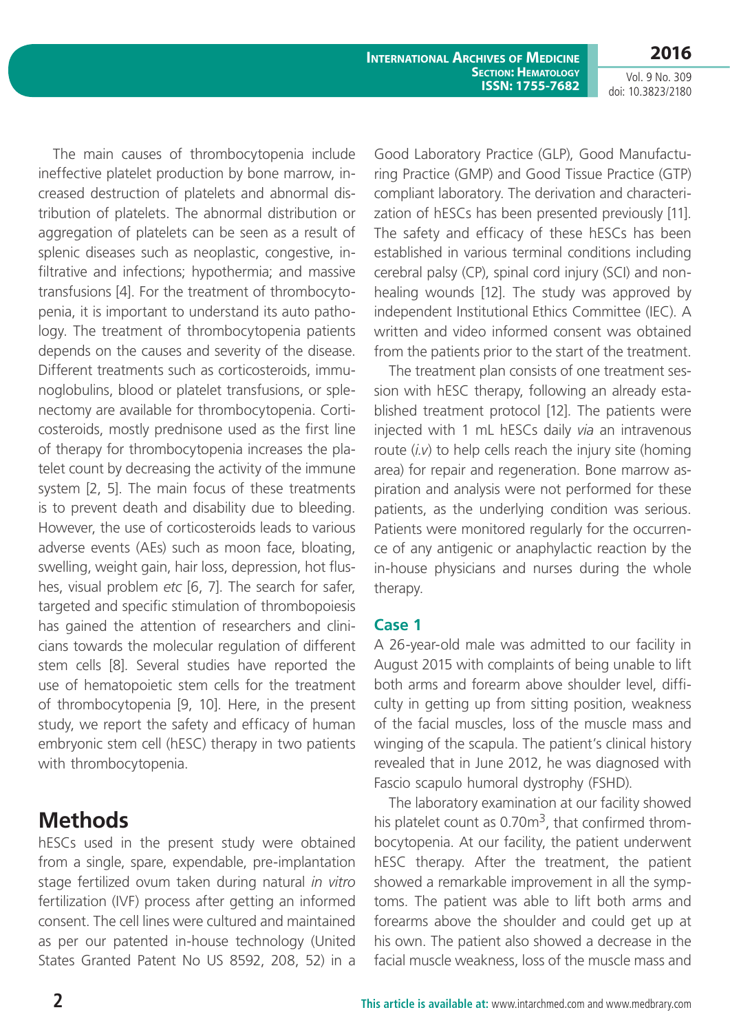The main causes of thrombocytopenia include ineffective platelet production by bone marrow, increased destruction of platelets and abnormal distribution of platelets. The abnormal distribution or aggregation of platelets can be seen as a result of splenic diseases such as neoplastic, congestive, infiltrative and infections; hypothermia; and massive transfusions [4]. For the treatment of thrombocytopenia, it is important to understand its auto pathology. The treatment of thrombocytopenia patients depends on the causes and severity of the disease. Different treatments such as corticosteroids, immunoglobulins, blood or platelet transfusions, or splenectomy are available for thrombocytopenia. Corticosteroids, mostly prednisone used as the first line of therapy for thrombocytopenia increases the platelet count by decreasing the activity of the immune system [2, 5]. The main focus of these treatments is to prevent death and disability due to bleeding. However, the use of corticosteroids leads to various adverse events (AEs) such as moon face, bloating, swelling, weight gain, hair loss, depression, hot flushes, visual problem *etc* [6, 7]. The search for safer, targeted and specific stimulation of thrombopoiesis has gained the attention of researchers and clinicians towards the molecular regulation of different stem cells [8]. Several studies have reported the use of hematopoietic stem cells for the treatment of thrombocytopenia [9, 10]. Here, in the present study, we report the safety and efficacy of human embryonic stem cell (hESC) therapy in two patients with thrombocytopenia.

# Methods

hESCs used in the present study were obtained from a single, spare, expendable, pre-implantation stage fertilized ovum taken during natural *in vitro* fertilization (IVF) process after getting an informed consent. The cell lines were cultured and maintained as per our patented in-house technology (United States Granted Patent No US 8592, 208, 52) in a Good Laboratory Practice (GLP), Good Manufacturing Practice (GMP) and Good Tissue Practice (GTP) compliant laboratory. The derivation and characterization of hESCs has been presented previously [11]. The safety and efficacy of these hESCs has been established in various terminal conditions including cerebral palsy (CP), spinal cord injury (SCI) and non-healing wounds [12]. The study was approved by independent Institutional Ethics Committee (IEC). A written and video informed consent was obtained from the patients prior to the start of the treatment.

The treatment plan consists of one treatment session with hESC therapy, following an already established treatment protocol [12]. The patients were injected with 1 mL hESCs daily *via* an intravenous route (*i.v*) to help cells reach the injury site (homing area) for repair and regeneration. Bone marrow aspiration and analysis were not performed for these patients, as the underlying condition was serious. Patients were monitored regularly for the occurrence of any antigenic or anaphylactic reaction by the in-house physicians and nurses during the whole therapy.

## Case 1

A 26-year-old male was admitted to our facility in August 2015 with complaints of being unable to lift both arms and forearm above shoulder level, difficulty in getting up from sitting position, weakness of the facial muscles, loss of the muscle mass and winging of the scapula. The patient's clinical history revealed that in June 2012, he was diagnosed with Fascio scapulo humoral dystrophy (FSHD).

The laboratory examination at our facility showed his platelet count as 0.70m$^3$, that confirmed thrombocytopenia. At our facility, the patient underwent hESC therapy. After the treatment, the patient showed a remarkable improvement in all the symptoms. The patient was able to lift both arms and forearms above the shoulder and could get up at his own. The patient also showed a decrease in the facial muscle weakness, loss of the muscle mass and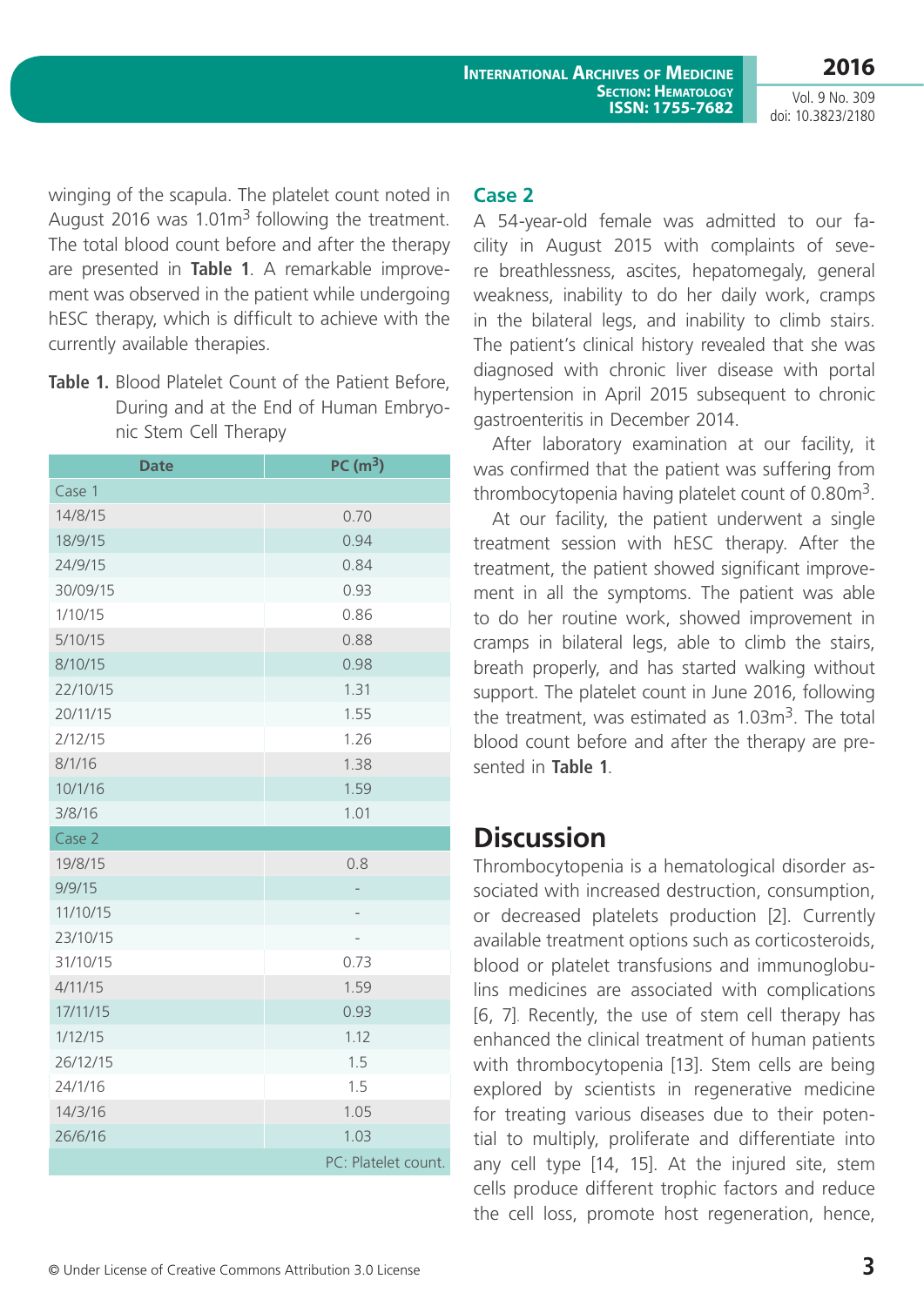winging of the scapula. The platelet count noted in August 2016 was 1.01m$^3$ following the treatment. The total blood count before and after the therapy are presented in **Table 1**. A remarkable improvement was observed in the patient while undergoing hESC therapy, which is difficult to achieve with the currently available therapies.

**Table 1.** Blood Platelet Count of the Patient Before, During and at the End of Human Embryonic Stem Cell Therapy

| Date | PC (m$^3$) |
|---|---|
| Case 1 | |
| 14/8/15 | 0.70 |
| 18/9/15 | 0.94 |
| 24/9/15 | 0.84 |
| 30/09/15 | 0.93 |
| 1/10/15 | 0.86 |
| 5/10/15 | 0.88 |
| 8/10/15 | 0.98 |
| 22/10/15 | 1.31 |
| 20/11/15 | 1.55 |
| 2/12/15 | 1.26 |
| 8/1/16 | 1.38 |
| 10/1/16 | 1.59 |
| 3/8/16 | 1.01 |
| Case 2 | |
| 19/8/15 | 0.8 |
| 9/9/15 | - |
| 11/10/15 | - |
| 23/10/15 | - |
| 31/10/15 | 0.73 |
| 4/11/15 | 1.59 |
| 17/11/15 | 0.93 |
| 1/12/15 | 1.12 |
| 26/12/15 | 1.5 |
| 24/1/16 | 1.5 |
| 14/3/16 | 1.05 |
| 26/6/16 | 1.03 |

PC: Platelet count.

### Case 2

A 54-year-old female was admitted to our facility in August 2015 with complaints of severe breathlessness, ascites, hepatomegaly, general weakness, inability to do her daily work, cramps in the bilateral legs, and inability to climb stairs. The patient's clinical history revealed that she was diagnosed with chronic liver disease with portal hypertension in April 2015 subsequent to chronic gastroenteritis in December 2014.

After laboratory examination at our facility, it was confirmed that the patient was suffering from thrombocytopenia having platelet count of 0.80m$^3$.

At our facility, the patient underwent a single treatment session with hESC therapy. After the treatment, the patient showed significant improvement in all the symptoms. The patient was able to do her routine work, showed improvement in cramps in bilateral legs, able to climb the stairs, breath properly, and has started walking without support. The platelet count in June 2016, following the treatment, was estimated as 1.03m$^3$. The total blood count before and after the therapy are presented in **Table 1**.

## Discussion

Thrombocytopenia is a hematological disorder associated with increased destruction, consumption, or decreased platelets production [2]. Currently available treatment options such as corticosteroids, blood or platelet transfusions and immunoglobulins medicines are associated with complications [6, 7]. Recently, the use of stem cell therapy has enhanced the clinical treatment of human patients with thrombocytopenia [13]. Stem cells are being explored by scientists in regenerative medicine for treating various diseases due to their potential to multiply, proliferate and differentiate into any cell type [14, 15]. At the injured site, stem cells produce different trophic factors and reduce the cell loss, promote host regeneration, hence,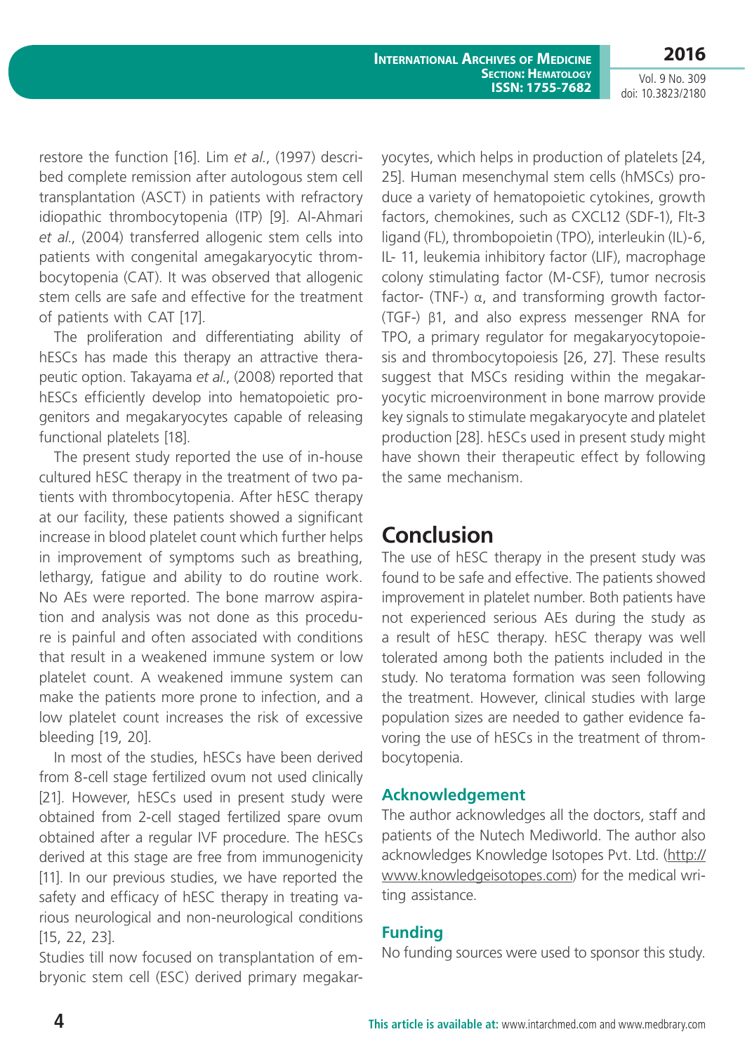restore the function [16]. Lim *et al.*, (1997) described complete remission after autologous stem cell transplantation (ASCT) in patients with refractory idiopathic thrombocytopenia (ITP) [9]. Al-Ahmari *et al.*, (2004) transferred allogenic stem cells into patients with congenital amegakaryocytic thrombocytopenia (CAT). It was observed that allogenic stem cells are safe and effective for the treatment of patients with CAT [17].

The proliferation and differentiating ability of hESCs has made this therapy an attractive therapeutic option. Takayama *et al.*, (2008) reported that hESCs efficiently develop into hematopoietic progenitors and megakaryocytes capable of releasing functional platelets [18].

The present study reported the use of in-house cultured hESC therapy in the treatment of two patients with thrombocytopenia. After hESC therapy at our facility, these patients showed a significant increase in blood platelet count which further helps in improvement of symptoms such as breathing, lethargy, fatigue and ability to do routine work. No AEs were reported. The bone marrow aspiration and analysis was not done as this procedure is painful and often associated with conditions that result in a weakened immune system or low platelet count. A weakened immune system can make the patients more prone to infection, and a low platelet count increases the risk of excessive bleeding [19, 20].

In most of the studies, hESCs have been derived from 8-cell stage fertilized ovum not used clinically [21]. However, hESCs used in present study were obtained from 2-cell staged fertilized spare ovum obtained after a regular IVF procedure. The hESCs derived at this stage are free from immunogenicity [11]. In our previous studies, we have reported the safety and efficacy of hESC therapy in treating various neurological and non-neurological conditions [15, 22, 23].

Studies till now focused on transplantation of embryonic stem cell (ESC) derived primary megakaryocytes, which helps in production of platelets [24, 25]. Human mesenchymal stem cells (hMSCs) produce a variety of hematopoietic cytokines, growth factors, chemokines, such as CXCL12 (SDF-1), Flt-3 ligand (FL), thrombopoietin (TPO), interleukin (IL)-6, IL- 11, leukemia inhibitory factor (LIF), macrophage colony stimulating factor (M-CSF), tumor necrosis factor- (TNF-) α, and transforming growth factor- (TGF-) β1, and also express messenger RNA for TPO, a primary regulator for megakaryocytopoiesis and thrombocytopoiesis [26, 27]. These results suggest that MSCs residing within the megakaryocytic microenvironment in bone marrow provide key signals to stimulate megakaryocyte and platelet production [28]. hESCs used in present study might have shown their therapeutic effect by following the same mechanism.

## Conclusion

The use of hESC therapy in the present study was found to be safe and effective. The patients showed improvement in platelet number. Both patients have not experienced serious AEs during the study as a result of hESC therapy. hESC therapy was well tolerated among both the patients included in the study. No teratoma formation was seen following the treatment. However, clinical studies with large population sizes are needed to gather evidence favoring the use of hESCs in the treatment of thrombocytopenia.

### Acknowledgement

The author acknowledges all the doctors, staff and patients of the Nutech Mediworld. The author also acknowledges Knowledge Isotopes Pvt. Ltd. (http://www.knowledgeisotopes.com) for the medical writing assistance.

### Funding

No funding sources were used to sponsor this study.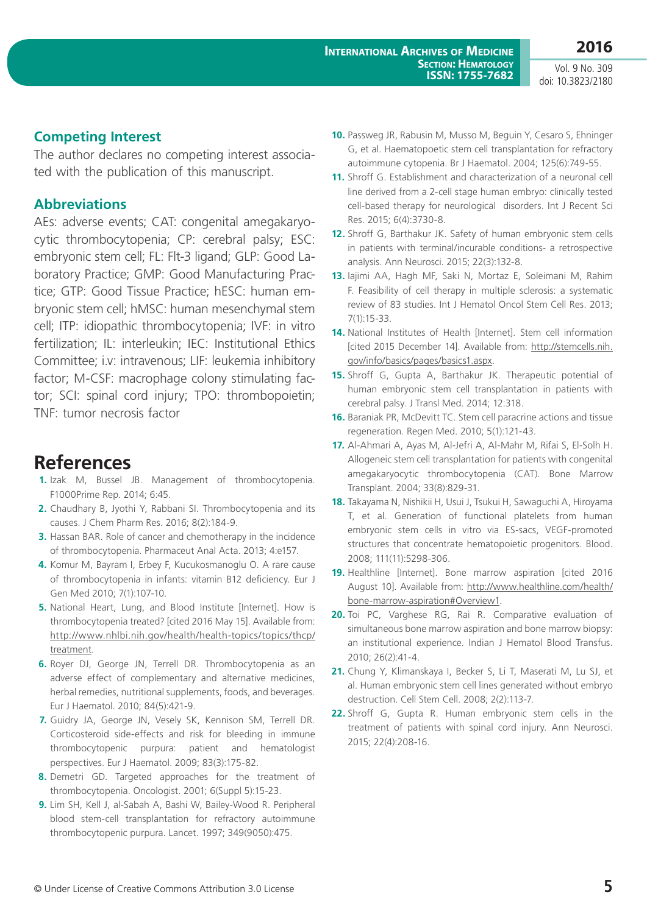## Competing Interest

The author declares no competing interest associated with the publication of this manuscript.

## Abbreviations

AEs: adverse events; CAT: congenital amegakaryocytic thrombocytopenia; CP: cerebral palsy; ESC: embryonic stem cell; FL: Flt-3 ligand; GLP: Good Laboratory Practice; GMP: Good Manufacturing Practice; GTP: Good Tissue Practice; hESC: human embryonic stem cell; hMSC: human mesenchymal stem cell; ITP: idiopathic thrombocytopenia; IVF: in vitro fertilization; IL: interleukin; IEC: Institutional Ethics Committee; i.v: intravenous; LIF: leukemia inhibitory factor; M-CSF: macrophage colony stimulating factor; SCI: spinal cord injury; TPO: thrombopoietin; TNF: tumor necrosis factor

# References

1. Izak M, Bussel JB. Management of thrombocytopenia. F1000Prime Rep. 2014; 6:45.
2. Chaudhary B, Jyothi Y, Rabbani SI. Thrombocytopenia and its causes. J Chem Pharm Res. 2016; 8(2):184-9.
3. Hassan BAR. Role of cancer and chemotherapy in the incidence of thrombocytopenia. Pharmaceut Anal Acta. 2013; 4:e157.
4. Komur M, Bayram I, Erbey F, Kucukosmanoglu O. A rare cause of thrombocytopenia in infants: vitamin B12 deficiency. Eur J Gen Med 2010; 7(1):107-10.
5. National Heart, Lung, and Blood Institute [Internet]. How is thrombocytopenia treated? [cited 2016 May 15]. Available from: http://www.nhlbi.nih.gov/health/health-topics/topics/thcp/treatment.
6. Royer DJ, George JN, Terrell DR. Thrombocytopenia as an adverse effect of complementary and alternative medicines, herbal remedies, nutritional supplements, foods, and beverages. Eur J Haematol. 2010; 84(5):421-9.
7. Guidry JA, George JN, Vesely SK, Kennison SM, Terrell DR. Corticosteroid side-effects and risk for bleeding in immune thrombocytopenic purpura: patient and hematologist perspectives. Eur J Haematol. 2009; 83(3):175-82.
8. Demetri GD. Targeted approaches for the treatment of thrombocytopenia. Oncologist. 2001; 6(Suppl 5):15-23.
9. Lim SH, Kell J, al-Sabah A, Bashi W, Bailey-Wood R. Peripheral blood stem-cell transplantation for refractory autoimmune thrombocytopenic purpura. Lancet. 1997; 349(9050):475.
10. Passweg JR, Rabusin M, Musso M, Beguin Y, Cesaro S, Ehninger G, et al. Haematopoetic stem cell transplantation for refractory autoimmune cytopenia. Br J Haematol. 2004; 125(6):749-55.
11. Shroff G. Establishment and characterization of a neuronal cell line derived from a 2-cell stage human embryo: clinically tested cell-based therapy for neurological disorders. Int J Recent Sci Res. 2015; 6(4):3730-8.
12. Shroff G, Barthakur JK. Safety of human embryonic stem cells in patients with terminal/incurable conditions- a retrospective analysis. Ann Neurosci. 2015; 22(3):132-8.
13. Iajimi AA, Hagh MF, Saki N, Mortaz E, Soleimani M, Rahim F. Feasibility of cell therapy in multiple sclerosis: a systematic review of 83 studies. Int J Hematol Oncol Stem Cell Res. 2013; 7(1):15-33.
14. National Institutes of Health [Internet]. Stem cell information [cited 2015 December 14]. Available from: http://stemcells.nih.gov/info/basics/pages/basics1.aspx.
15. Shroff G, Gupta A, Barthakur JK. Therapeutic potential of human embryonic stem cell transplantation in patients with cerebral palsy. J Transl Med. 2014; 12:318.
16. Baraniak PR, McDevitt TC. Stem cell paracrine actions and tissue regeneration. Regen Med. 2010; 5(1):121-43.
17. Al-Ahmari A, Ayas M, Al-Jefri A, Al-Mahr M, Rifai S, El-Solh H. Allogeneic stem cell transplantation for patients with congenital amegakaryocytic thrombocytopenia (CAT). Bone Marrow Transplant. 2004; 33(8):829-31.
18. Takayama N, Nishikii H, Usui J, Tsukui H, Sawaguchi A, Hiroyama T, et al. Generation of functional platelets from human embryonic stem cells in vitro via ES-sacs, VEGF-promoted structures that concentrate hematopoietic progenitors. Blood. 2008; 111(11):5298-306.
19. Healthline [Internet]. Bone marrow aspiration [cited 2016 August 10]. Available from: http://www.healthline.com/health/bone-marrow-aspiration#Overview1.
20. Toi PC, Varghese RG, Rai R. Comparative evaluation of simultaneous bone marrow aspiration and bone marrow biopsy: an institutional experience. Indian J Hematol Blood Transfus. 2010; 26(2):41-4.
21. Chung Y, Klimanskaya I, Becker S, Li T, Maserati M, Lu SJ, et al. Human embryonic stem cell lines generated without embryo destruction. Cell Stem Cell. 2008; 2(2):113-7.
22. Shroff G, Gupta R. Human embryonic stem cells in the treatment of patients with spinal cord injury. Ann Neurosci. 2015; 22(4):208-16.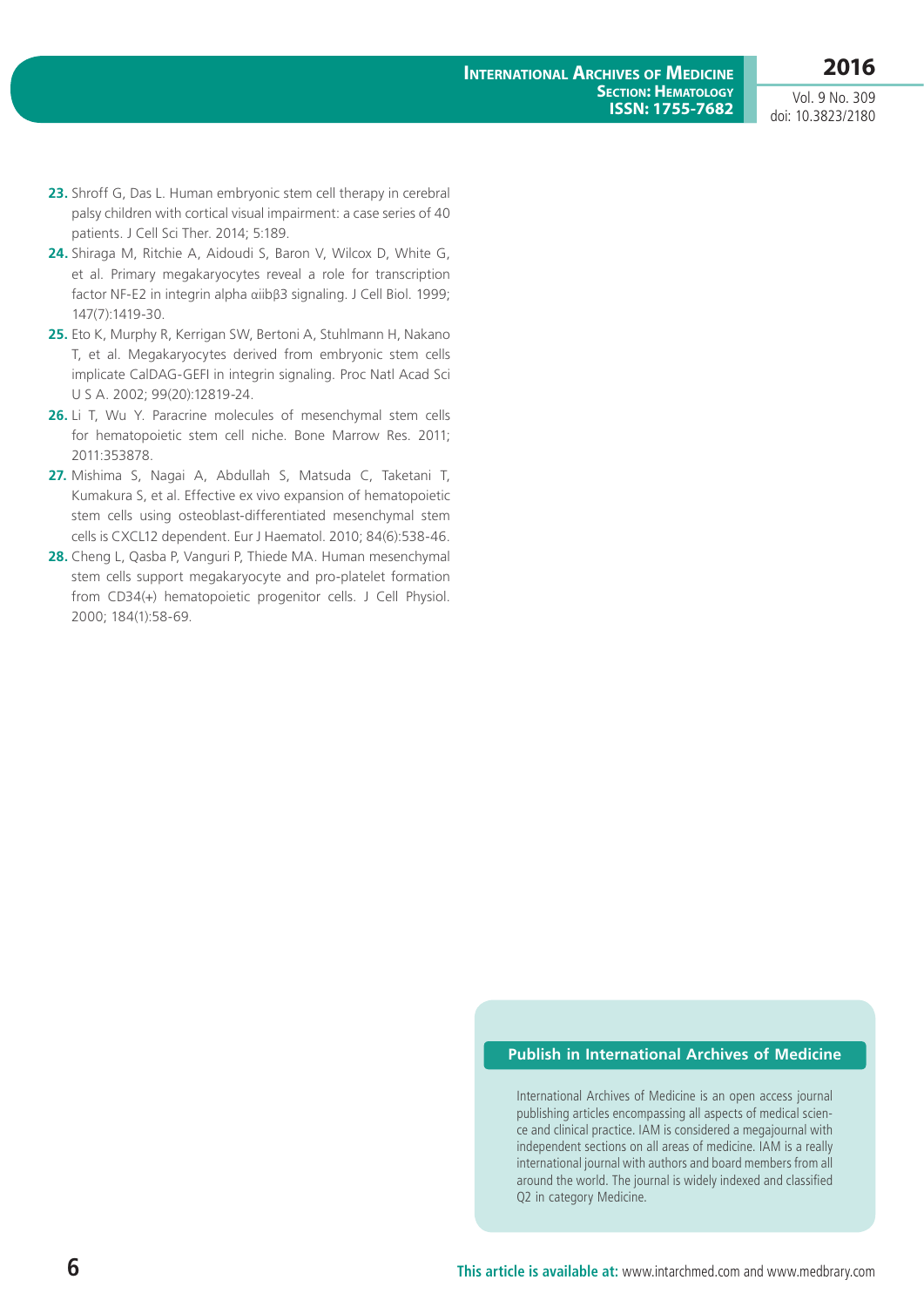23. Shroff G, Das L. Human embryonic stem cell therapy in cerebral palsy children with cortical visual impairment: a case series of 40 patients. J Cell Sci Ther. 2014; 5:189.
24. Shiraga M, Ritchie A, Aidoudi S, Baron V, Wilcox D, White G, et al. Primary megakaryocytes reveal a role for transcription factor NF-E2 in integrin alpha αiibβ3 signaling. J Cell Biol. 1999; 147(7):1419-30.
25. Eto K, Murphy R, Kerrigan SW, Bertoni A, Stuhlmann H, Nakano T, et al. Megakaryocytes derived from embryonic stem cells implicate CalDAG-GEFI in integrin signaling. Proc Natl Acad Sci U S A. 2002; 99(20):12819-24.
26. Li T, Wu Y. Paracrine molecules of mesenchymal stem cells for hematopoietic stem cell niche. Bone Marrow Res. 2011; 2011:353878.
27. Mishima S, Nagai A, Abdullah S, Matsuda C, Taketani T, Kumakura S, et al. Effective ex vivo expansion of hematopoietic stem cells using osteoblast-differentiated mesenchymal stem cells is CXCL12 dependent. Eur J Haematol. 2010; 84(6):538-46.
28. Cheng L, Qasba P, Vanguri P, Thiede MA. Human mesenchymal stem cells support megakaryocyte and pro-platelet formation from CD34(+) hematopoietic progenitor cells. J Cell Physiol. 2000; 184(1):58-69.

**Publish in International Archives of Medicine**

International Archives of Medicine is an open access journal publishing articles encompassing all aspects of medical science and clinical practice. IAM is considered a megajournal with independent sections on all areas of medicine. IAM is a really international journal with authors and board members from all around the world. The journal is widely indexed and classified Q2 in category Medicine.